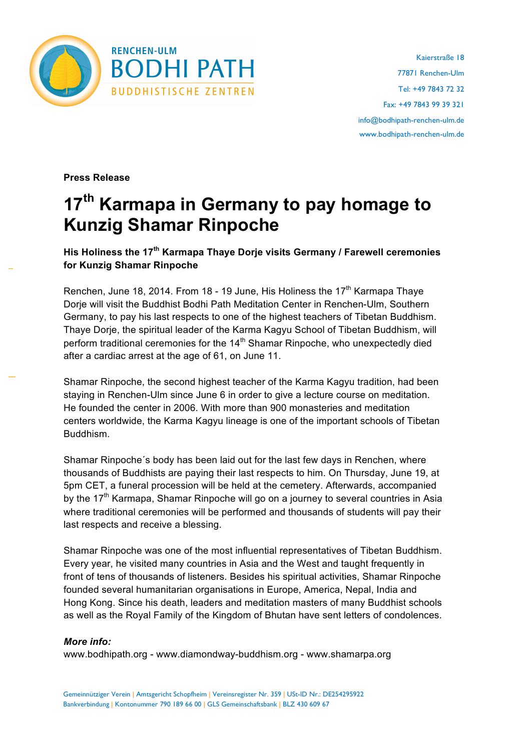RENCHEN-ULM
BODHI PATH
BUDDHISTISCHE ZENTREN

Kaierstraße 18
77871 Renchen-Ulm
Tel: +49 7843 72 32
Fax: +49 7843 99 39 321
info@bodhipath-renchen-ulm.de
www.bodhipath-renchen-ulm.de

**Press Release**

# 17th Karmapa in Germany to pay homage to Kunzig Shamar Rinpoche

**His Holiness the 17th Karmapa Thaye Dorje visits Germany / Farewell ceremonies for Kunzig Shamar Rinpoche**

Renchen, June 18, 2014. From 18 - 19 June, His Holiness the 17th Karmapa Thaye Dorje will visit the Buddhist Bodhi Path Meditation Center in Renchen-Ulm, Southern Germany, to pay his last respects to one of the highest teachers of Tibetan Buddhism. Thaye Dorje, the spiritual leader of the Karma Kagyu School of Tibetan Buddhism, will perform traditional ceremonies for the 14th Shamar Rinpoche, who unexpectedly died after a cardiac arrest at the age of 61, on June 11.

Shamar Rinpoche, the second highest teacher of the Karma Kagyu tradition, had been staying in Renchen-Ulm since June 6 in order to give a lecture course on meditation. He founded the center in 2006. With more than 900 monasteries and meditation centers worldwide, the Karma Kagyu lineage is one of the important schools of Tibetan Buddhism.

Shamar Rinpoche´s body has been laid out for the last few days in Renchen, where thousands of Buddhists are paying their last respects to him. On Thursday, June 19, at 5pm CET, a funeral procession will be held at the cemetery. Afterwards, accompanied by the 17th Karmapa, Shamar Rinpoche will go on a journey to several countries in Asia where traditional ceremonies will be performed and thousands of students will pay their last respects and receive a blessing.

Shamar Rinpoche was one of the most influential representatives of Tibetan Buddhism. Every year, he visited many countries in Asia and the West and taught frequently in front of tens of thousands of listeners. Besides his spiritual activities, Shamar Rinpoche founded several humanitarian organisations in Europe, America, Nepal, India and Hong Kong. Since his death, leaders and meditation masters of many Buddhist schools as well as the Royal Family of the Kingdom of Bhutan have sent letters of condolences.

***More info:***
www.bodhipath.org - www.diamondway-buddhism.org - www.shamarpa.org

Gemeinnütziger Verein | Amtsgericht Schopfheim | Vereinsregister Nr. 359 | USt-ID Nr.: DE254295922
Bankverbindung | Kontonummer 790 189 66 00 | GLS Gemeinschaftsbank | BLZ 430 609 67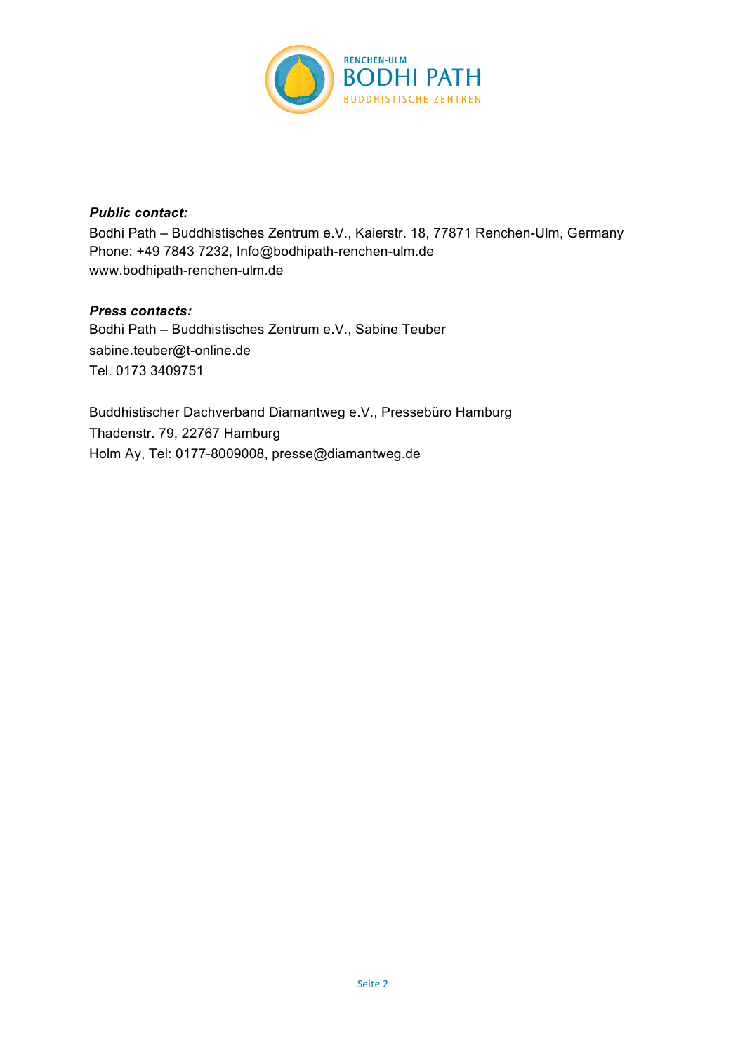***Public contact:***

Bodhi Path – Buddhistisches Zentrum e.V., Kaierstr. 18, 77871 Renchen-Ulm, Germany
Phone: +49 7843 7232, Info@bodhipath-renchen-ulm.de
www.bodhipath-renchen-ulm.de

***Press contacts:***

Bodhi Path – Buddhistisches Zentrum e.V., Sabine Teuber
sabine.teuber@t-online.de
Tel. 0173 3409751

Buddhistischer Dachverband Diamantweg e.V., Pressebüro Hamburg
Thadenstr. 79, 22767 Hamburg
Holm Ay, Tel: 0177-8009008, presse@diamantweg.de